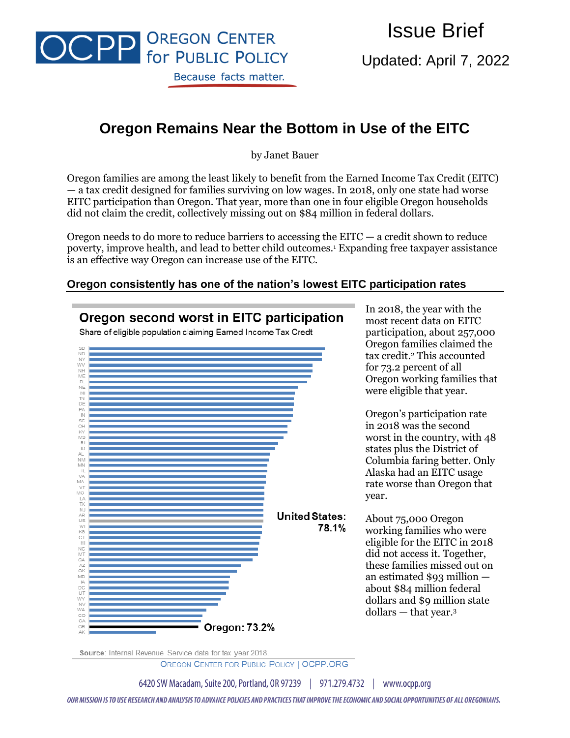OCPP Oregon Center for Public Policy — Because facts matter.

Issue Brief

Updated: April 7, 2022

# Oregon Remains Near the Bottom in Use of the EITC

by Janet Bauer

Oregon families are among the least likely to benefit from the Earned Income Tax Credit (EITC) — a tax credit designed for families surviving on low wages. In 2018, only one state had worse EITC participation than Oregon. That year, more than one in four eligible Oregon households did not claim the credit, collectively missing out on $84 million in federal dollars.

Oregon needs to do more to reduce barriers to accessing the EITC — a credit shown to reduce poverty, improve health, and lead to better child outcomes.[1] Expanding free taxpayer assistance is an effective way Oregon can increase use of the EITC.

## Oregon consistently has one of the nation's lowest EITC participation rates

**Oregon second worst in EITC participation**

Share of eligible population claiming Earned Income Tax Credt

States shown (highest to lowest): SD, ND, NY, WV, NH, ME, FL, NE, MI, TN, DE, PA, IN, SC, OH, KY, MS, RI, ID, AL, NM, MN, IL, VA, MA, VT, MO, LA, TX, NJ, AR, US, WI, KS, CT, HI, NC, MT, GA, AZ, OK, MD, IA, DC, UT, WY, NV, WA, CO, CA, OR, AK

United States: 78.1%

Oregon: 73.2%

Source: Internal Revenue Service data for tax year 2018.

Oregon Center for Public Policy | OCPP.ORG

In 2018, the year with the most recent data on EITC participation, about 257,000 Oregon families claimed the tax credit.[2] This accounted for 73.2 percent of all Oregon working families that were eligible that year.

Oregon's participation rate in 2018 was the second worst in the country, with 48 states plus the District of Columbia faring better. Only Alaska had an EITC usage rate worse than Oregon that year.

About 75,000 Oregon working families who were eligible for the EITC in 2018 did not access it. Together, these families missed out on an estimated $93 million — about $84 million federal dollars and $9 million state dollars — that year.[3]

6420 SW Macadam, Suite 200, Portland, OR 97239 | 971.279.4732 | www.ocpp.org

*OUR MISSION IS TO USE RESEARCH AND ANALYSIS TO ADVANCE POLICIES AND PRACTICES THAT IMPROVE THE ECONOMIC AND SOCIAL OPPORTUNITIES OF ALL OREGONIANS.*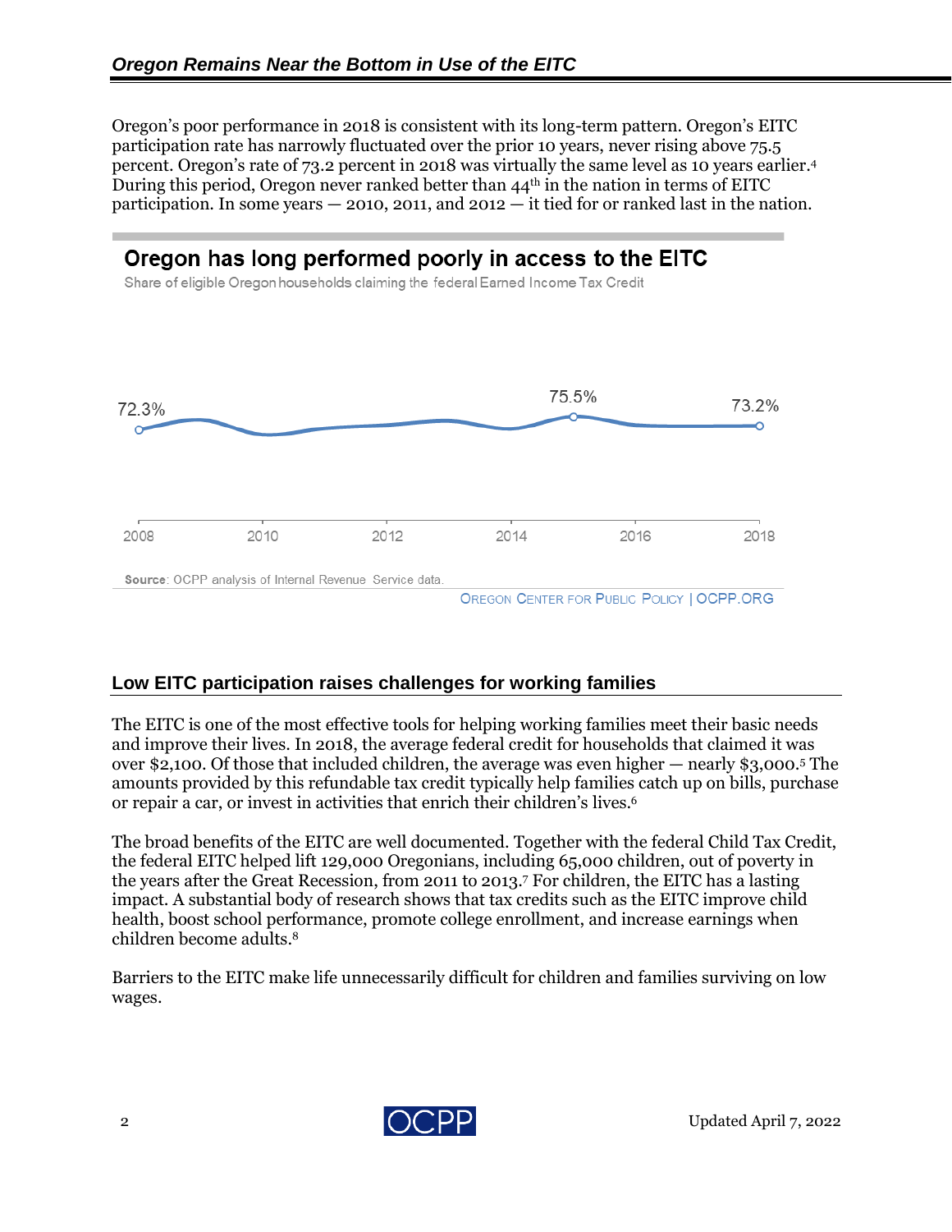## Oregon Remains Near the Bottom in Use of the EITC

Oregon's poor performance in 2018 is consistent with its long-term pattern. Oregon's EITC participation rate has narrowly fluctuated over the prior 10 years, never rising above 75.5 percent. Oregon's rate of 73.2 percent in 2018 was virtually the same level as 10 years earlier.[4] During this period, Oregon never ranked better than 44th in the nation in terms of EITC participation. In some years — 2010, 2011, and 2012 — it tied for or ranked last in the nation.

**Oregon has long performed poorly in access to the EITC**

Share of eligible Oregon households claiming the federal Earned Income Tax Credit

72.3% (2008) — 75.5% (2015) — 73.2% (2018)

2008 2010 2012 2014 2016 2018

**Source**: OCPP analysis of Internal Revenue Service data.

OREGON CENTER FOR PUBLIC POLICY | OCPP.ORG

### Low EITC participation raises challenges for working families

The EITC is one of the most effective tools for helping working families meet their basic needs and improve their lives. In 2018, the average federal credit for households that claimed it was over $2,100. Of those that included children, the average was even higher — nearly $3,000.[5] The amounts provided by this refundable tax credit typically help families catch up on bills, purchase or repair a car, or invest in activities that enrich their children's lives.[6]

The broad benefits of the EITC are well documented. Together with the federal Child Tax Credit, the federal EITC helped lift 129,000 Oregonians, including 65,000 children, out of poverty in the years after the Great Recession, from 2011 to 2013.[7] For children, the EITC has a lasting impact. A substantial body of research shows that tax credits such as the EITC improve child health, boost school performance, promote college enrollment, and increase earnings when children become adults.[8]

Barriers to the EITC make life unnecessarily difficult for children and families surviving on low wages.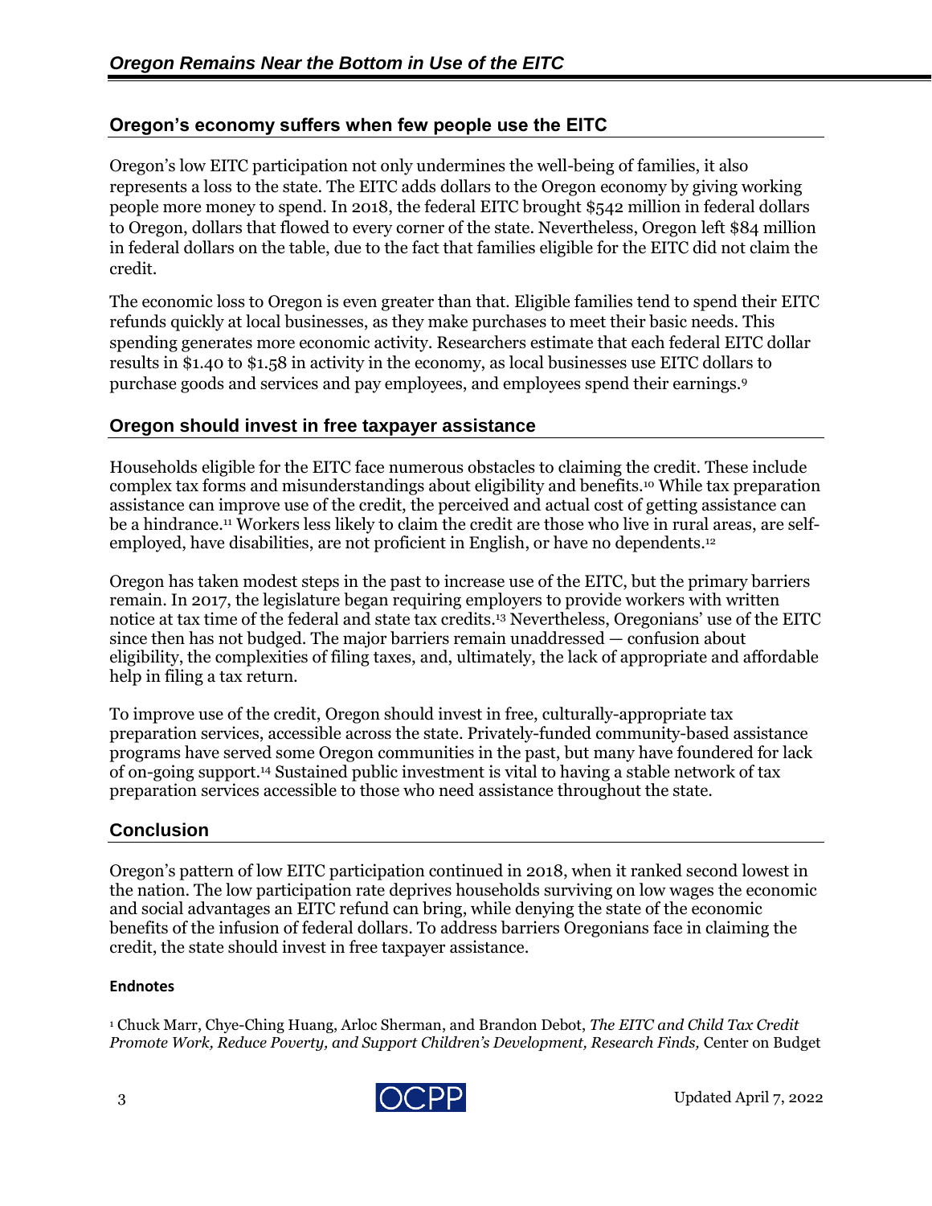## Oregon's economy suffers when few people use the EITC

Oregon's low EITC participation not only undermines the well-being of families, it also represents a loss to the state. The EITC adds dollars to the Oregon economy by giving working people more money to spend. In 2018, the federal EITC brought $542 million in federal dollars to Oregon, dollars that flowed to every corner of the state. Nevertheless, Oregon left $84 million in federal dollars on the table, due to the fact that families eligible for the EITC did not claim the credit.

The economic loss to Oregon is even greater than that. Eligible families tend to spend their EITC refunds quickly at local businesses, as they make purchases to meet their basic needs. This spending generates more economic activity. Researchers estimate that each federal EITC dollar results in $1.40 to $1.58 in activity in the economy, as local businesses use EITC dollars to purchase goods and services and pay employees, and employees spend their earnings.[9]

## Oregon should invest in free taxpayer assistance

Households eligible for the EITC face numerous obstacles to claiming the credit. These include complex tax forms and misunderstandings about eligibility and benefits.[10] While tax preparation assistance can improve use of the credit, the perceived and actual cost of getting assistance can be a hindrance.[11] Workers less likely to claim the credit are those who live in rural areas, are self-employed, have disabilities, are not proficient in English, or have no dependents.[12]

Oregon has taken modest steps in the past to increase use of the EITC, but the primary barriers remain. In 2017, the legislature began requiring employers to provide workers with written notice at tax time of the federal and state tax credits.[13] Nevertheless, Oregonians' use of the EITC since then has not budged. The major barriers remain unaddressed — confusion about eligibility, the complexities of filing taxes, and, ultimately, the lack of appropriate and affordable help in filing a tax return.

To improve use of the credit, Oregon should invest in free, culturally-appropriate tax preparation services, accessible across the state. Privately-funded community-based assistance programs have served some Oregon communities in the past, but many have foundered for lack of on-going support.[14] Sustained public investment is vital to having a stable network of tax preparation services accessible to those who need assistance throughout the state.

## Conclusion

Oregon's pattern of low EITC participation continued in 2018, when it ranked second lowest in the nation. The low participation rate deprives households surviving on low wages the economic and social advantages an EITC refund can bring, while denying the state of the economic benefits of the infusion of federal dollars. To address barriers Oregonians face in claiming the credit, the state should invest in free taxpayer assistance.

### Endnotes

[1] Chuck Marr, Chye-Ching Huang, Arloc Sherman, and Brandon Debot, *The EITC and Child Tax Credit Promote Work, Reduce Poverty, and Support Children's Development, Research Finds,* Center on Budget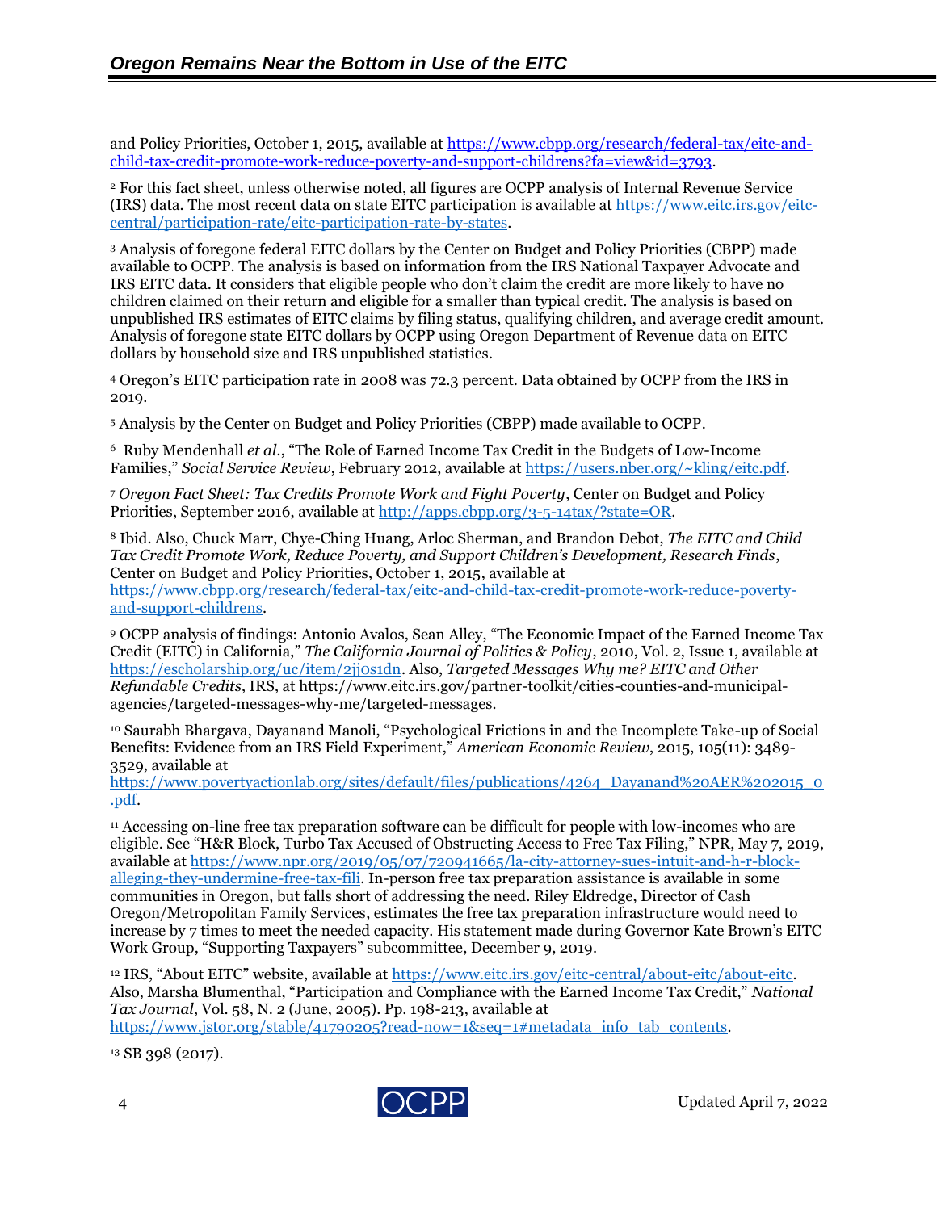and Policy Priorities, October 1, 2015, available at [https://www.cbpp.org/research/federal-tax/eitc-and-child-tax-credit-promote-work-reduce-poverty-and-support-childrens?fa=view&id=3793](https://www.cbpp.org/research/federal-tax/eitc-and-child-tax-credit-promote-work-reduce-poverty-and-support-childrens?fa=view&id=3793).

[2] For this fact sheet, unless otherwise noted, all figures are OCPP analysis of Internal Revenue Service (IRS) data. The most recent data on state EITC participation is available at [https://www.eitc.irs.gov/eitc-central/participation-rate/eitc-participation-rate-by-states](https://www.eitc.irs.gov/eitc-central/participation-rate/eitc-participation-rate-by-states).

[3] Analysis of foregone federal EITC dollars by the Center on Budget and Policy Priorities (CBPP) made available to OCPP. The analysis is based on information from the IRS National Taxpayer Advocate and IRS EITC data. It considers that eligible people who don't claim the credit are more likely to have no children claimed on their return and eligible for a smaller than typical credit. The analysis is based on unpublished IRS estimates of EITC claims by filing status, qualifying children, and average credit amount. Analysis of foregone state EITC dollars by OCPP using Oregon Department of Revenue data on EITC dollars by household size and IRS unpublished statistics.

[4] Oregon's EITC participation rate in 2008 was 72.3 percent. Data obtained by OCPP from the IRS in 2019.

[5] Analysis by the Center on Budget and Policy Priorities (CBPP) made available to OCPP.

[6] Ruby Mendenhall *et al.*, "The Role of Earned Income Tax Credit in the Budgets of Low-Income Families," *Social Service Review*, February 2012, available at [https://users.nber.org/~kling/eitc.pdf](https://users.nber.org/~kling/eitc.pdf).

[7] *Oregon Fact Sheet: Tax Credits Promote Work and Fight Poverty*, Center on Budget and Policy Priorities, September 2016, available at [http://apps.cbpp.org/3-5-14tax/?state=OR](http://apps.cbpp.org/3-5-14tax/?state=OR).

[8] Ibid. Also, Chuck Marr, Chye-Ching Huang, Arloc Sherman, and Brandon Debot, *The EITC and Child Tax Credit Promote Work, Reduce Poverty, and Support Children's Development, Research Finds*, Center on Budget and Policy Priorities, October 1, 2015, available at [https://www.cbpp.org/research/federal-tax/eitc-and-child-tax-credit-promote-work-reduce-poverty-and-support-childrens](https://www.cbpp.org/research/federal-tax/eitc-and-child-tax-credit-promote-work-reduce-poverty-and-support-childrens).

[9] OCPP analysis of findings: Antonio Avalos, Sean Alley, "The Economic Impact of the Earned Income Tax Credit (EITC) in California," *The California Journal of Politics & Policy*, 2010, Vol. 2, Issue 1, available at [https://escholarship.org/uc/item/2jj0s1dn](https://escholarship.org/uc/item/2jj0s1dn). Also, *Targeted Messages Why me? EITC and Other Refundable Credits*, IRS, at https://www.eitc.irs.gov/partner-toolkit/cities-counties-and-municipal-agencies/targeted-messages-why-me/targeted-messages.

[10] Saurabh Bhargava, Dayanand Manoli, "Psychological Frictions in and the Incomplete Take-up of Social Benefits: Evidence from an IRS Field Experiment," *American Economic Review*, 2015, 105(11): 3489-3529, available at [https://www.povertyactionlab.org/sites/default/files/publications/4264_Dayanand%20AER%202015_0.pdf](https://www.povertyactionlab.org/sites/default/files/publications/4264_Dayanand%20AER%202015_0.pdf).

[11] Accessing on-line free tax preparation software can be difficult for people with low-incomes who are eligible. See "H&R Block, Turbo Tax Accused of Obstructing Access to Free Tax Filing," NPR, May 7, 2019, available at [https://www.npr.org/2019/05/07/720941665/la-city-attorney-sues-intuit-and-h-r-block-alleging-they-undermine-free-tax-fili](https://www.npr.org/2019/05/07/720941665/la-city-attorney-sues-intuit-and-h-r-block-alleging-they-undermine-free-tax-fili). In-person free tax preparation assistance is available in some communities in Oregon, but falls short of addressing the need. Riley Eldredge, Director of Cash Oregon/Metropolitan Family Services, estimates the free tax preparation infrastructure would need to increase by 7 times to meet the needed capacity. His statement made during Governor Kate Brown's EITC Work Group, "Supporting Taxpayers" subcommittee, December 9, 2019.

[12] IRS, "About EITC" website, available at [https://www.eitc.irs.gov/eitc-central/about-eitc/about-eitc](https://www.eitc.irs.gov/eitc-central/about-eitc/about-eitc). Also, Marsha Blumenthal, "Participation and Compliance with the Earned Income Tax Credit," *National Tax Journal*, Vol. 58, N. 2 (June, 2005). Pp. 198-213, available at [https://www.jstor.org/stable/41790205?read-now=1&seq=1#metadata_info_tab_contents](https://www.jstor.org/stable/41790205?read-now=1&seq=1#metadata_info_tab_contents).

[13] SB 398 (2017).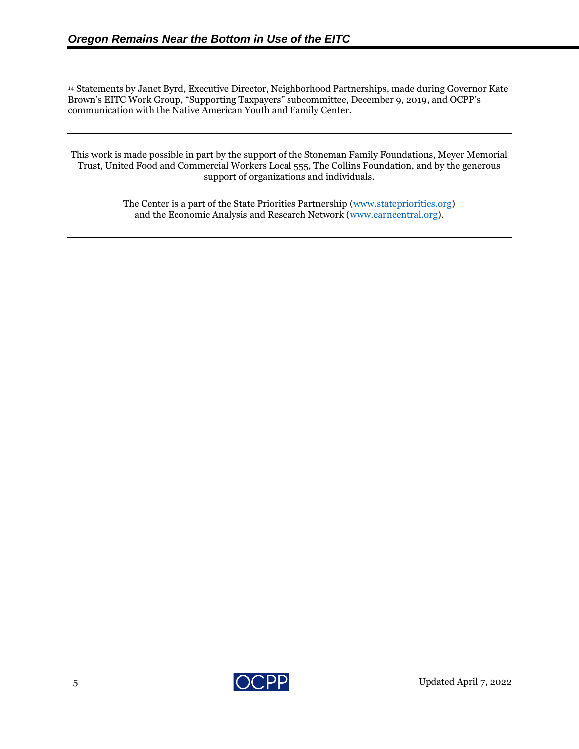[14] Statements by Janet Byrd, Executive Director, Neighborhood Partnerships, made during Governor Kate Brown's EITC Work Group, "Supporting Taxpayers" subcommittee, December 9, 2019, and OCPP's communication with the Native American Youth and Family Center.

---

This work is made possible in part by the support of the Stoneman Family Foundations, Meyer Memorial Trust, United Food and Commercial Workers Local 555, The Collins Foundation, and by the generous support of organizations and individuals.

The Center is a part of the State Priorities Partnership (www.statepriorities.org) and the Economic Analysis and Research Network (www.earncentral.org).

---

Updated April 7, 2022